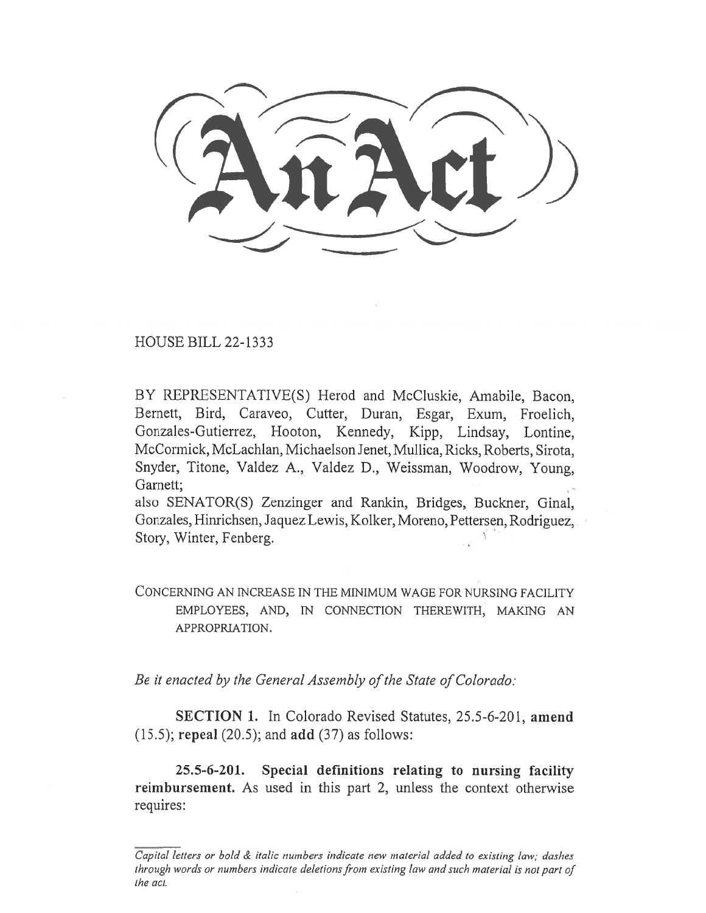# An Act

HOUSE BILL 22-1333

BY REPRESENTATIVE(S) Herod and McCluskie, Amabile, Bacon, Bernett, Bird, Caraveo, Cutter, Duran, Esgar, Exum, Froelich, Gonzales-Gutierrez, Hooton, Kennedy, Kipp, Lindsay, Lontine, McCormick, McLachlan, Michaelson Jenet, Mullica, Ricks, Roberts, Sirota, Snyder, Titone, Valdez A., Valdez D., Weissman, Woodrow, Young, Garnett;

also SENATOR(S) Zenzinger and Rankin, Bridges, Buckner, Ginal, Gonzales, Hinrichsen, Jaquez Lewis, Kolker, Moreno, Pettersen, Rodriguez, Story, Winter, Fenberg.

CONCERNING AN INCREASE IN THE MINIMUM WAGE FOR NURSING FACILITY EMPLOYEES, AND, IN CONNECTION THEREWITH, MAKING AN APPROPRIATION.

*Be it enacted by the General Assembly of the State of Colorado:*

**SECTION 1.** In Colorado Revised Statutes, 25.5-6-201, **amend** (15.5); **repeal** (20.5); and **add** (37) as follows:

**25.5-6-201. Special definitions relating to nursing facility reimbursement.** As used in this part 2, unless the context otherwise requires:

*Capital letters or bold & italic numbers indicate new material added to existing law; dashes through words or numbers indicate deletions from existing law and such material is not part of the act.*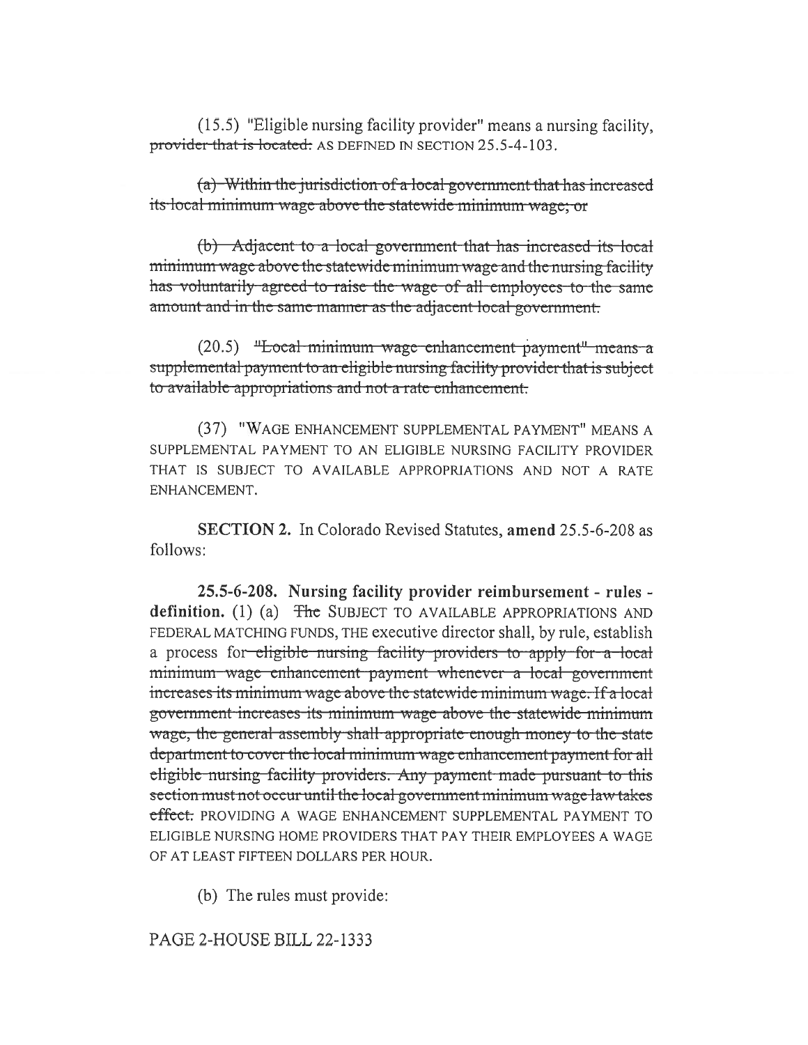(15.5) "Eligible nursing facility provider" means a nursing facility, ~~provider that is located:~~ AS DEFINED IN SECTION 25.5-4-103.

~~(a) Within the jurisdiction of a local government that has increased its local minimum wage above the statewide minimum wage; or~~

~~(b) Adjacent to a local government that has increased its local minimum wage above the statewide minimum wage and the nursing facility has voluntarily agreed to raise the wage of all employees to the same amount and in the same manner as the adjacent local government.~~

(20.5) ~~"Local minimum wage enhancement payment" means a supplemental payment to an eligible nursing facility provider that is subject to available appropriations and not a rate enhancement.~~

(37) "WAGE ENHANCEMENT SUPPLEMENTAL PAYMENT" MEANS A SUPPLEMENTAL PAYMENT TO AN ELIGIBLE NURSING FACILITY PROVIDER THAT IS SUBJECT TO AVAILABLE APPROPRIATIONS AND NOT A RATE ENHANCEMENT.

**SECTION 2.** In Colorado Revised Statutes, **amend** 25.5-6-208 as follows:

**25.5-6-208. Nursing facility provider reimbursement - rules - definition.** (1) (a) ~~The~~ SUBJECT TO AVAILABLE APPROPRIATIONS AND FEDERAL MATCHING FUNDS, THE executive director shall, by rule, establish a process for ~~eligible nursing facility providers to apply for a local minimum wage enhancement payment whenever a local government increases its minimum wage above the statewide minimum wage. If a local government increases its minimum wage above the statewide minimum wage, the general assembly shall appropriate enough money to the state department to cover the local minimum wage enhancement payment for all eligible nursing facility providers. Any payment made pursuant to this section must not occur until the local government minimum wage law takes effect.~~ PROVIDING A WAGE ENHANCEMENT SUPPLEMENTAL PAYMENT TO ELIGIBLE NURSING HOME PROVIDERS THAT PAY THEIR EMPLOYEES A WAGE OF AT LEAST FIFTEEN DOLLARS PER HOUR.

(b) The rules must provide:

PAGE 2-HOUSE BILL 22-1333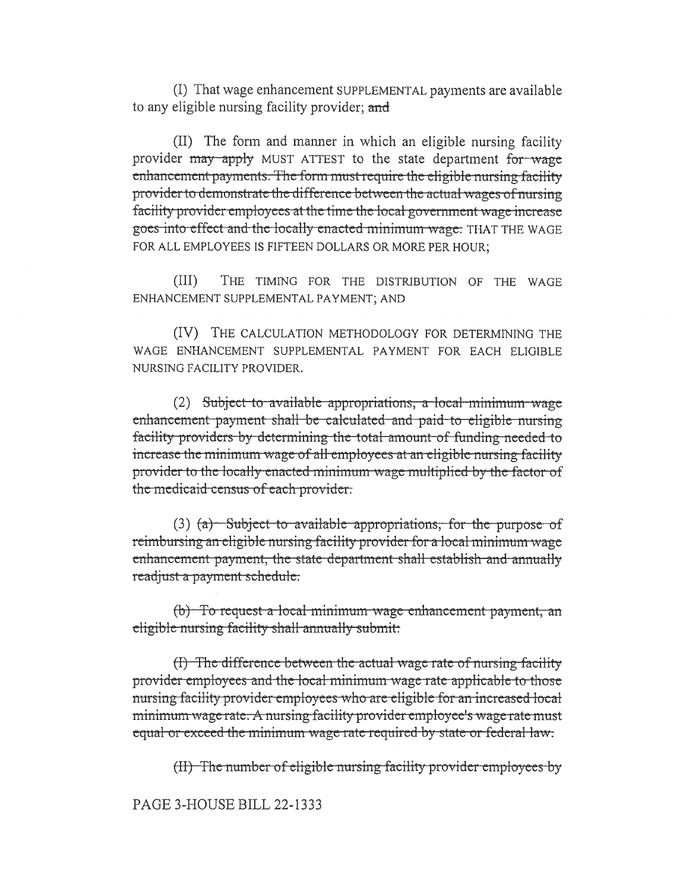(I) That wage enhancement SUPPLEMENTAL payments are available to any eligible nursing facility provider; ~~and~~

(II) The form and manner in which an eligible nursing facility provider ~~may apply~~ MUST ATTEST to the state department ~~for wage enhancement payments. The form must require the eligible nursing facility provider to demonstrate the difference between the actual wages of nursing facility provider employees at the time the local government wage increase goes into effect and the locally enacted minimum wage.~~ THAT THE WAGE FOR ALL EMPLOYEES IS FIFTEEN DOLLARS OR MORE PER HOUR;

(III) THE TIMING FOR THE DISTRIBUTION OF THE WAGE ENHANCEMENT SUPPLEMENTAL PAYMENT; AND

(IV) THE CALCULATION METHODOLOGY FOR DETERMINING THE WAGE ENHANCEMENT SUPPLEMENTAL PAYMENT FOR EACH ELIGIBLE NURSING FACILITY PROVIDER.

(2) ~~Subject to available appropriations, a local minimum wage enhancement payment shall be calculated and paid to eligible nursing facility providers by determining the total amount of funding needed to increase the minimum wage of all employees at an eligible nursing facility provider to the locally enacted minimum wage multiplied by the factor of the medicaid census of each provider.~~

(3) ~~(a) Subject to available appropriations, for the purpose of reimbursing an eligible nursing facility provider for a local minimum wage enhancement payment, the state department shall establish and annually readjust a payment schedule.~~

~~(b) To request a local minimum wage enhancement payment, an eligible nursing facility shall annually submit:~~

~~(I) The difference between the actual wage rate of nursing facility provider employees and the local minimum wage rate applicable to those nursing facility provider employees who are eligible for an increased local minimum wage rate. A nursing facility provider employee's wage rate must equal or exceed the minimum wage rate required by state or federal law.~~

~~(II) The number of eligible nursing facility provider employees by~~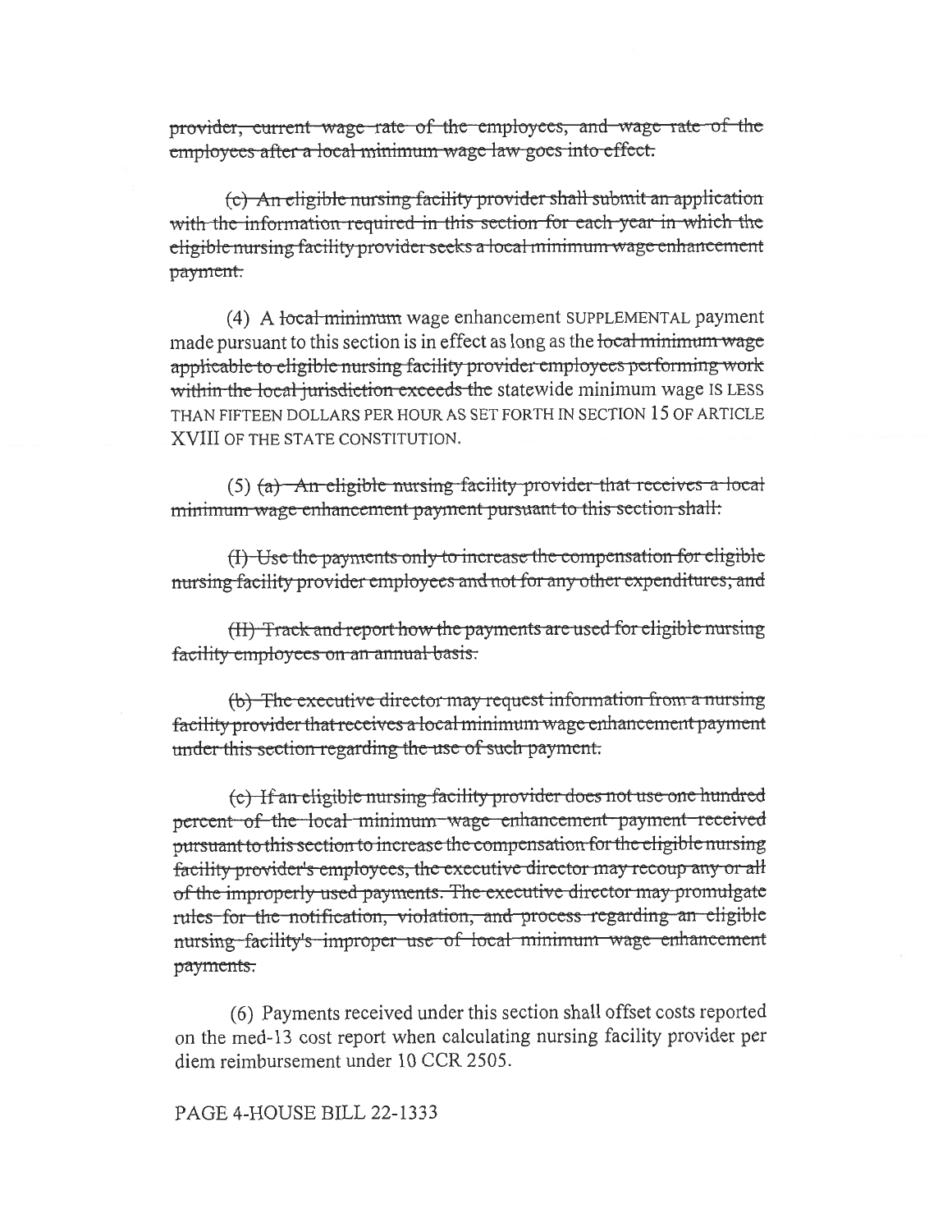~~provider, current wage rate of the employees, and wage rate of the employees after a local minimum wage law goes into effect.~~

~~(c) An eligible nursing facility provider shall submit an application with the information required in this section for each year in which the eligible nursing facility provider seeks a local minimum wage enhancement payment.~~

(4) A ~~local minimum~~ wage enhancement SUPPLEMENTAL payment made pursuant to this section is in effect as long as the ~~local minimum wage applicable to eligible nursing facility provider employees performing work within the local jurisdiction exceeds the~~ statewide minimum wage IS LESS THAN FIFTEEN DOLLARS PER HOUR AS SET FORTH IN SECTION 15 OF ARTICLE XVIII OF THE STATE CONSTITUTION.

(5) ~~(a) An eligible nursing facility provider that receives a local minimum wage enhancement payment pursuant to this section shall:~~

~~(I) Use the payments only to increase the compensation for eligible nursing facility provider employees and not for any other expenditures; and~~

~~(II) Track and report how the payments are used for eligible nursing facility employees on an annual basis.~~

~~(b) The executive director may request information from a nursing facility provider that receives a local minimum wage enhancement payment under this section regarding the use of such payment.~~

~~(c) If an eligible nursing facility provider does not use one hundred percent of the local minimum wage enhancement payment received pursuant to this section to increase the compensation for the eligible nursing facility provider's employees, the executive director may recoup any or all of the improperly used payments. The executive director may promulgate rules for the notification, violation, and process regarding an eligible nursing facility's improper use of local minimum wage enhancement payments.~~

(6) Payments received under this section shall offset costs reported on the med-13 cost report when calculating nursing facility provider per diem reimbursement under 10 CCR 2505.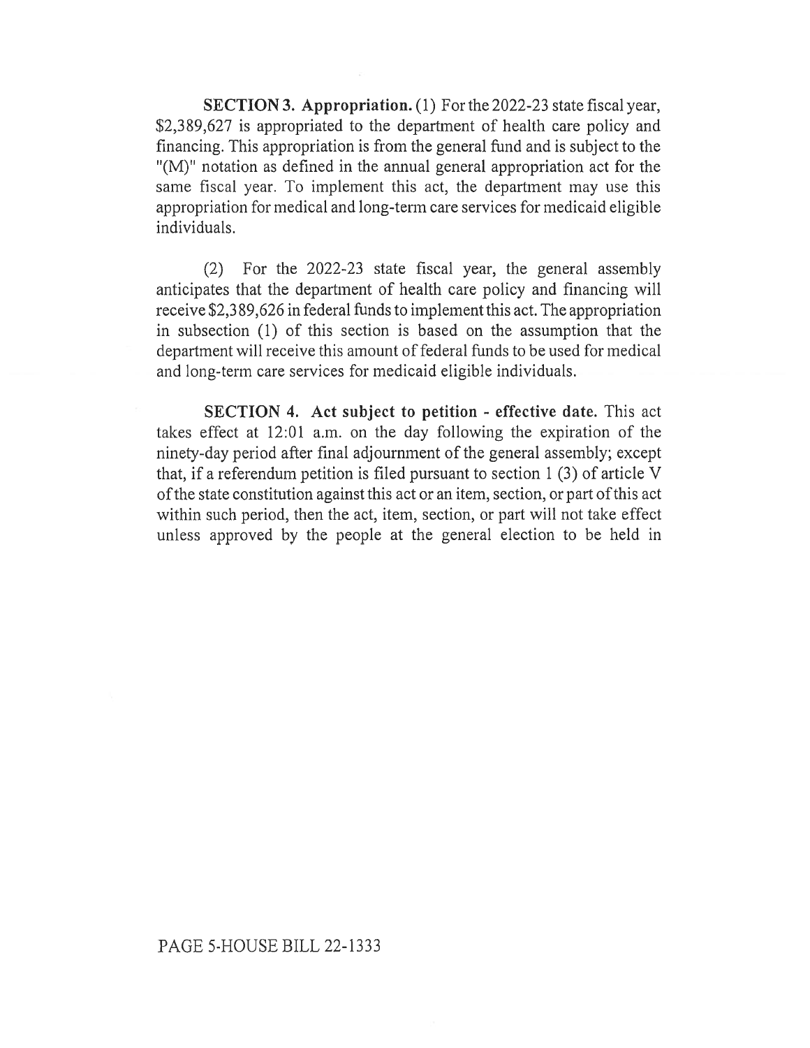**SECTION 3. Appropriation.** (1) For the 2022-23 state fiscal year, $2,389,627 is appropriated to the department of health care policy and financing. This appropriation is from the general fund and is subject to the "(M)" notation as defined in the annual general appropriation act for the same fiscal year. To implement this act, the department may use this appropriation for medical and long-term care services for medicaid eligible individuals.

(2) For the 2022-23 state fiscal year, the general assembly anticipates that the department of health care policy and financing will receive $2,389,626 in federal funds to implement this act. The appropriation in subsection (1) of this section is based on the assumption that the department will receive this amount of federal funds to be used for medical and long-term care services for medicaid eligible individuals.

**SECTION 4. Act subject to petition - effective date.** This act takes effect at 12:01 a.m. on the day following the expiration of the ninety-day period after final adjournment of the general assembly; except that, if a referendum petition is filed pursuant to section 1 (3) of article V of the state constitution against this act or an item, section, or part of this act within such period, then the act, item, section, or part will not take effect unless approved by the people at the general election to be held in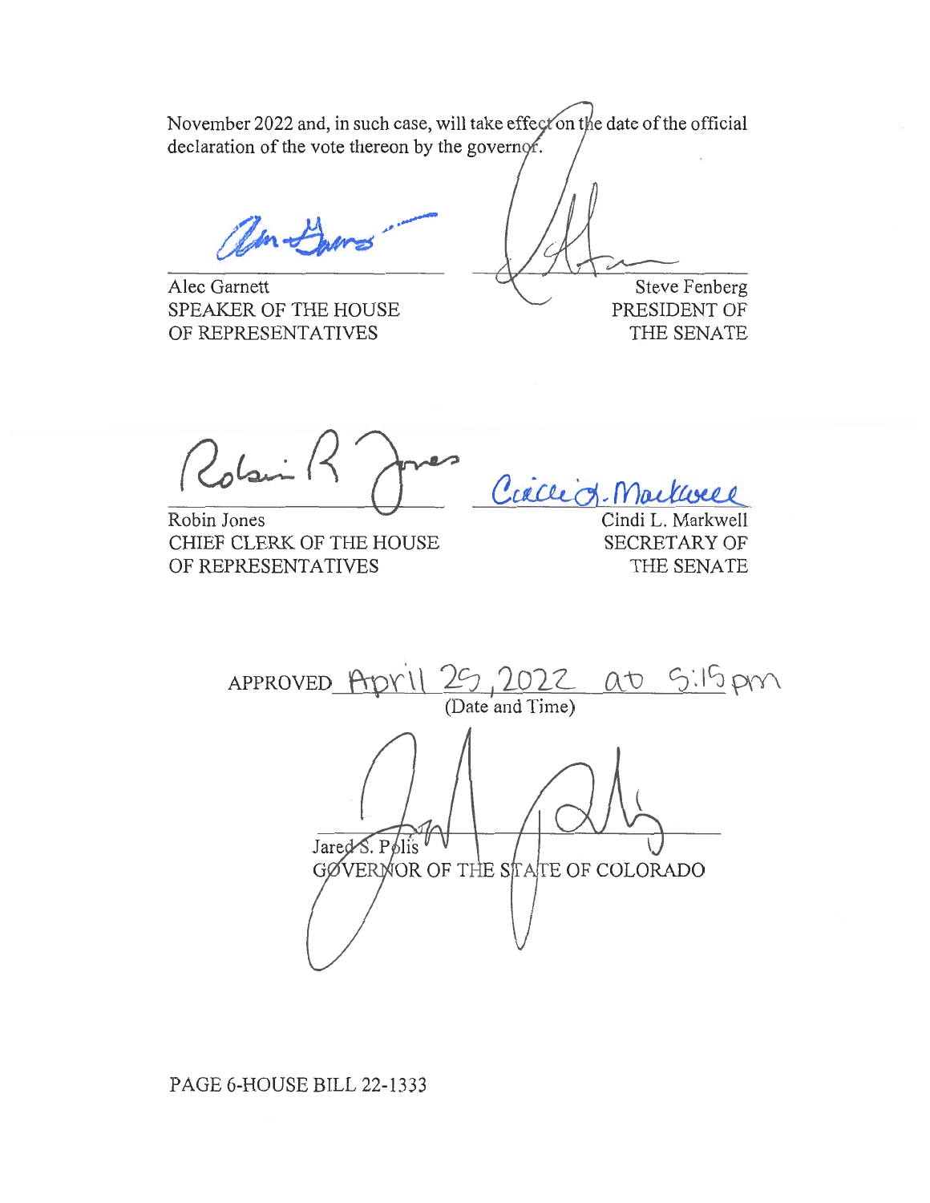November 2022 and, in such case, will take effect on the date of the official declaration of the vote thereon by the governor.

Alec Garnett
SPEAKER OF THE HOUSE
OF REPRESENTATIVES

Steve Fenberg
PRESIDENT OF
THE SENATE

Robin Jones
CHIEF CLERK OF THE HOUSE
OF REPRESENTATIVES

Cindi L. Markwell
SECRETARY OF
THE SENATE

APPROVED April 25, 2022 at 5:15 pm
(Date and Time)

Jared S. Polis
GOVERNOR OF THE STATE OF COLORADO

PAGE 6-HOUSE BILL 22-1333